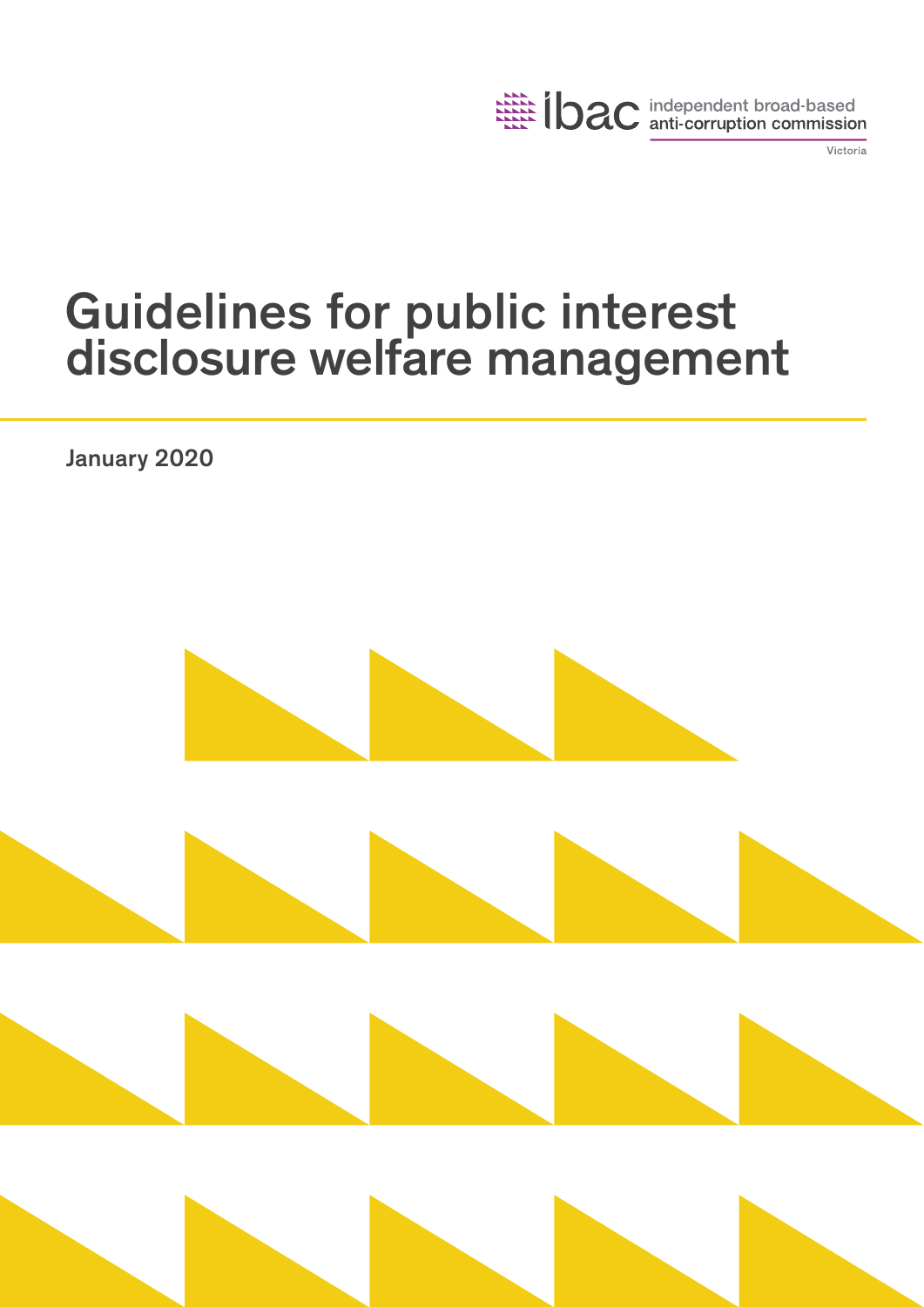ibac independent broad-based anti-corruption commission

Victoria

# Guidelines for public interest disclosure welfare management

January 2020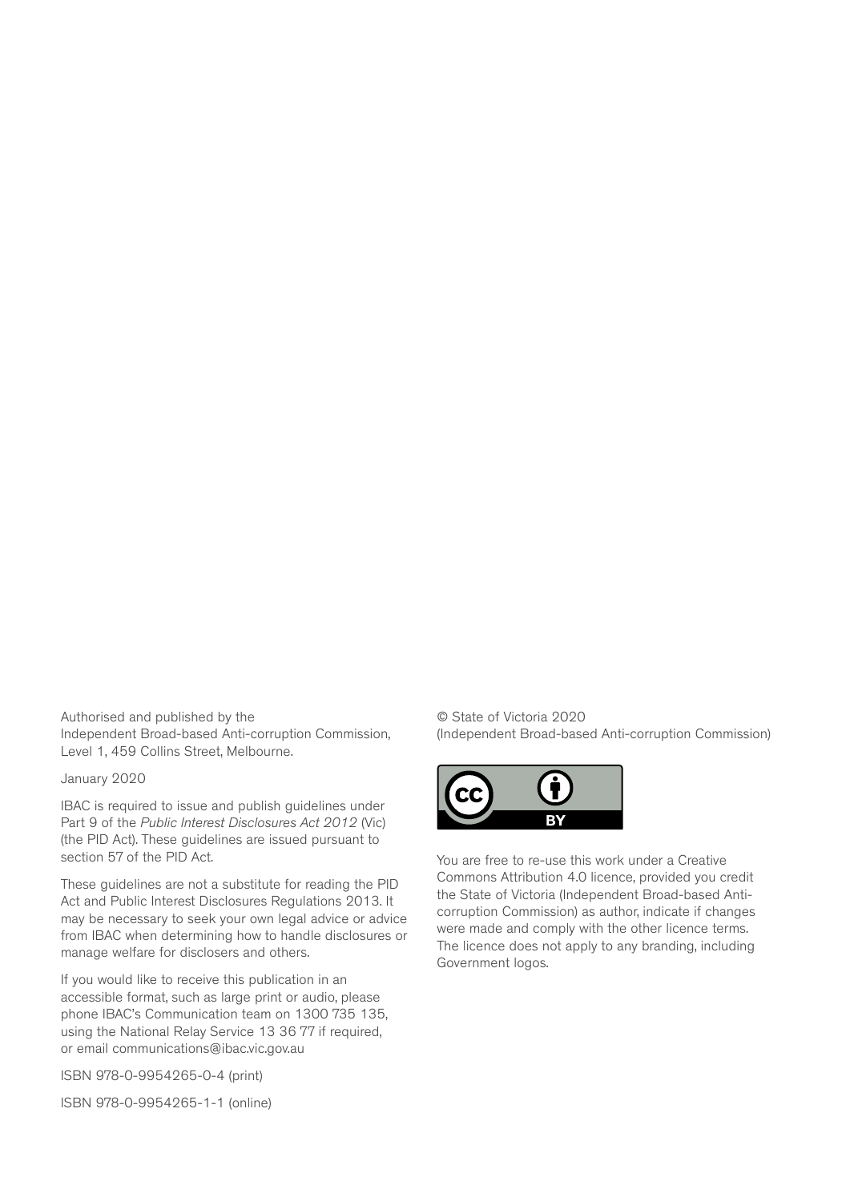Authorised and published by the
Independent Broad-based Anti-corruption Commission,
Level 1, 459 Collins Street, Melbourne.

January 2020

IBAC is required to issue and publish guidelines under Part 9 of the *Public Interest Disclosures Act 2012* (Vic) (the PID Act). These guidelines are issued pursuant to section 57 of the PID Act.

These guidelines are not a substitute for reading the PID Act and Public Interest Disclosures Regulations 2013. It may be necessary to seek your own legal advice or advice from IBAC when determining how to handle disclosures or manage welfare for disclosers and others.

If you would like to receive this publication in an accessible format, such as large print or audio, please phone IBAC's Communication team on 1300 735 135, using the National Relay Service 13 36 77 if required, or email communications@ibac.vic.gov.au

ISBN 978-0-9954265-0-4 (print)

ISBN 978-0-9954265-1-1 (online)

© State of Victoria 2020
(Independent Broad-based Anti-corruption Commission)

You are free to re-use this work under a Creative Commons Attribution 4.0 licence, provided you credit the State of Victoria (Independent Broad-based Anti-corruption Commission) as author, indicate if changes were made and comply with the other licence terms. The licence does not apply to any branding, including Government logos.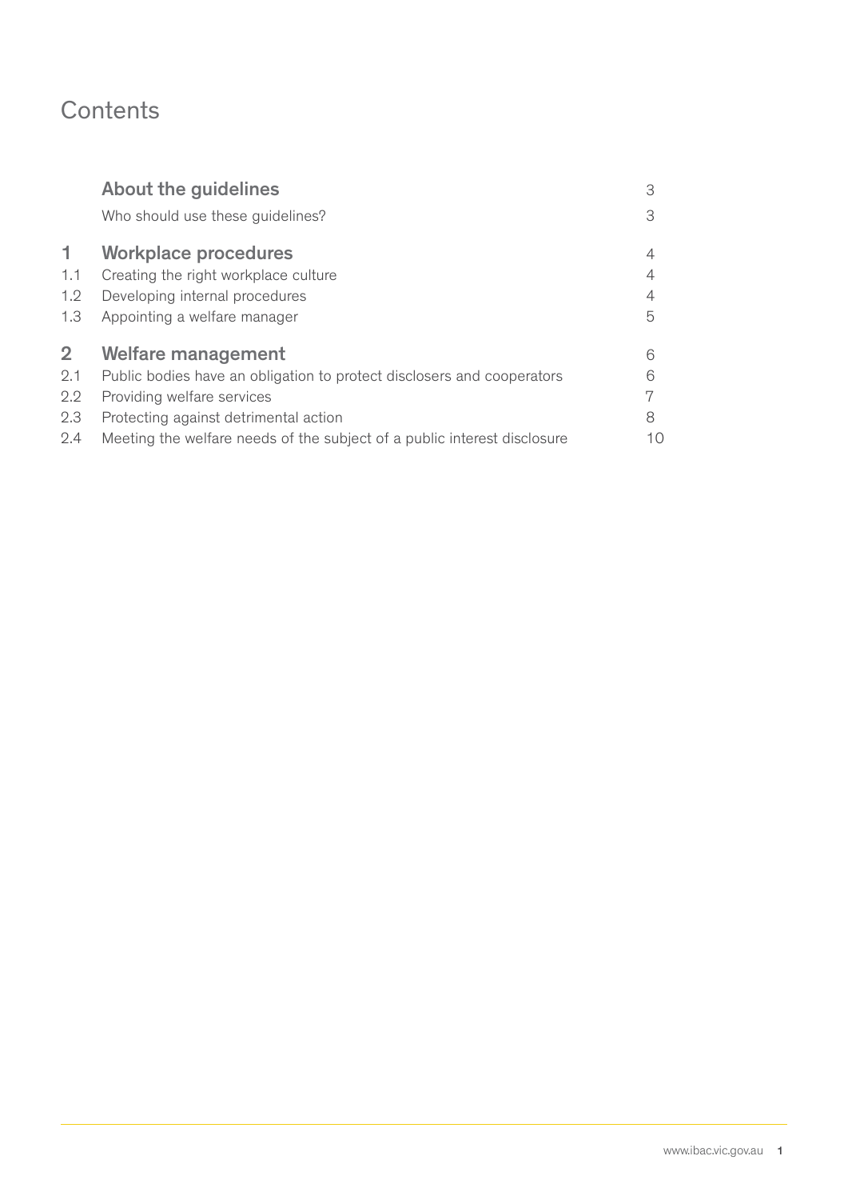# Contents

| | | |
|---|---|---|
| | **About the guidelines** | 3 |
| | Who should use these guidelines? | 3 |
| **1** | **Workplace procedures** | 4 |
| 1.1 | Creating the right workplace culture | 4 |
| 1.2 | Developing internal procedures | 4 |
| 1.3 | Appointing a welfare manager | 5 |
| **2** | **Welfare management** | 6 |
| 2.1 | Public bodies have an obligation to protect disclosers and cooperators | 6 |
| 2.2 | Providing welfare services | 7 |
| 2.3 | Protecting against detrimental action | 8 |
| 2.4 | Meeting the welfare needs of the subject of a public interest disclosure | 10 |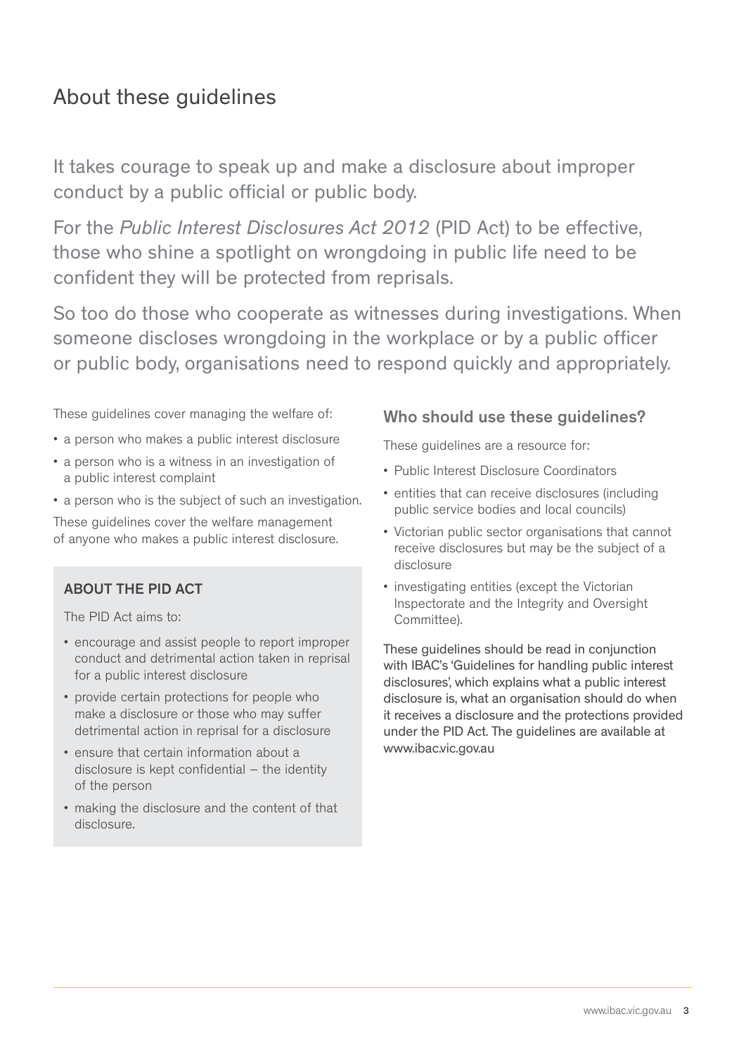## About these guidelines

It takes courage to speak up and make a disclosure about improper conduct by a public official or public body.

For the *Public Interest Disclosures Act 2012* (PID Act) to be effective, those who shine a spotlight on wrongdoing in public life need to be confident they will be protected from reprisals.

So too do those who cooperate as witnesses during investigations. When someone discloses wrongdoing in the workplace or by a public officer or public body, organisations need to respond quickly and appropriately.

These guidelines cover managing the welfare of:

- a person who makes a public interest disclosure
- a person who is a witness in an investigation of a public interest complaint
- a person who is the subject of such an investigation.

These guidelines cover the welfare management of anyone who makes a public interest disclosure.

**ABOUT THE PID ACT**

The PID Act aims to:

- encourage and assist people to report improper conduct and detrimental action taken in reprisal for a public interest disclosure
- provide certain protections for people who make a disclosure or those who may suffer detrimental action in reprisal for a disclosure
- ensure that certain information about a disclosure is kept confidential – the identity of the person
- making the disclosure and the content of that disclosure.

### Who should use these guidelines?

These guidelines are a resource for:

- Public Interest Disclosure Coordinators
- entities that can receive disclosures (including public service bodies and local councils)
- Victorian public sector organisations that cannot receive disclosures but may be the subject of a disclosure
- investigating entities (except the Victorian Inspectorate and the Integrity and Oversight Committee).

These guidelines should be read in conjunction with IBAC's 'Guidelines for handling public interest disclosures', which explains what a public interest disclosure is, what an organisation should do when it receives a disclosure and the protections provided under the PID Act. The guidelines are available at www.ibac.vic.gov.au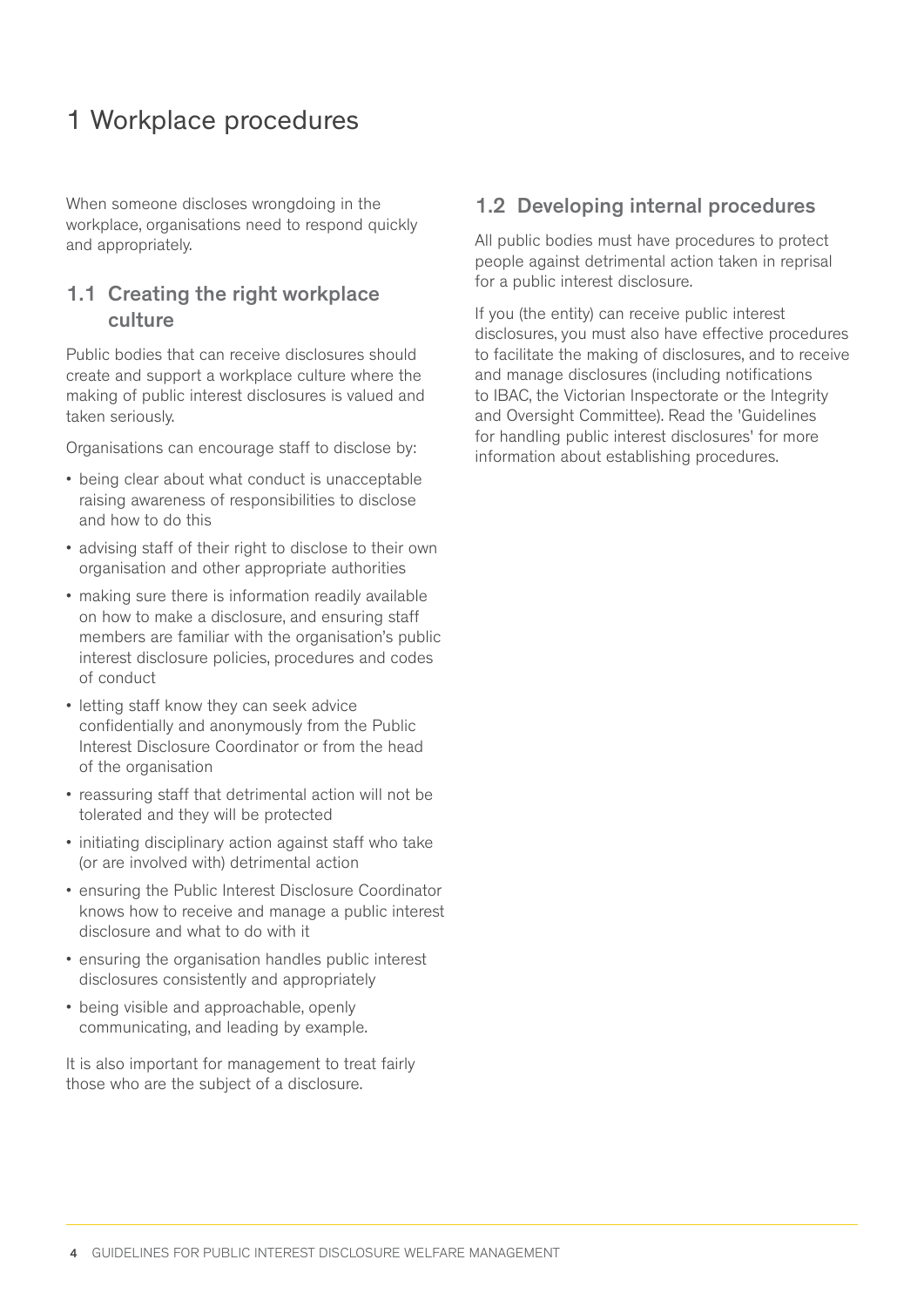# 1 Workplace procedures

When someone discloses wrongdoing in the workplace, organisations need to respond quickly and appropriately.

## 1.1 Creating the right workplace culture

Public bodies that can receive disclosures should create and support a workplace culture where the making of public interest disclosures is valued and taken seriously.

Organisations can encourage staff to disclose by:

- being clear about what conduct is unacceptable raising awareness of responsibilities to disclose and how to do this
- advising staff of their right to disclose to their own organisation and other appropriate authorities
- making sure there is information readily available on how to make a disclosure, and ensuring staff members are familiar with the organisation's public interest disclosure policies, procedures and codes of conduct
- letting staff know they can seek advice confidentially and anonymously from the Public Interest Disclosure Coordinator or from the head of the organisation
- reassuring staff that detrimental action will not be tolerated and they will be protected
- initiating disciplinary action against staff who take (or are involved with) detrimental action
- ensuring the Public Interest Disclosure Coordinator knows how to receive and manage a public interest disclosure and what to do with it
- ensuring the organisation handles public interest disclosures consistently and appropriately
- being visible and approachable, openly communicating, and leading by example.

It is also important for management to treat fairly those who are the subject of a disclosure.

## 1.2 Developing internal procedures

All public bodies must have procedures to protect people against detrimental action taken in reprisal for a public interest disclosure.

If you (the entity) can receive public interest disclosures, you must also have effective procedures to facilitate the making of disclosures, and to receive and manage disclosures (including notifications to IBAC, the Victorian Inspectorate or the Integrity and Oversight Committee). Read the 'Guidelines for handling public interest disclosures' for more information about establishing procedures.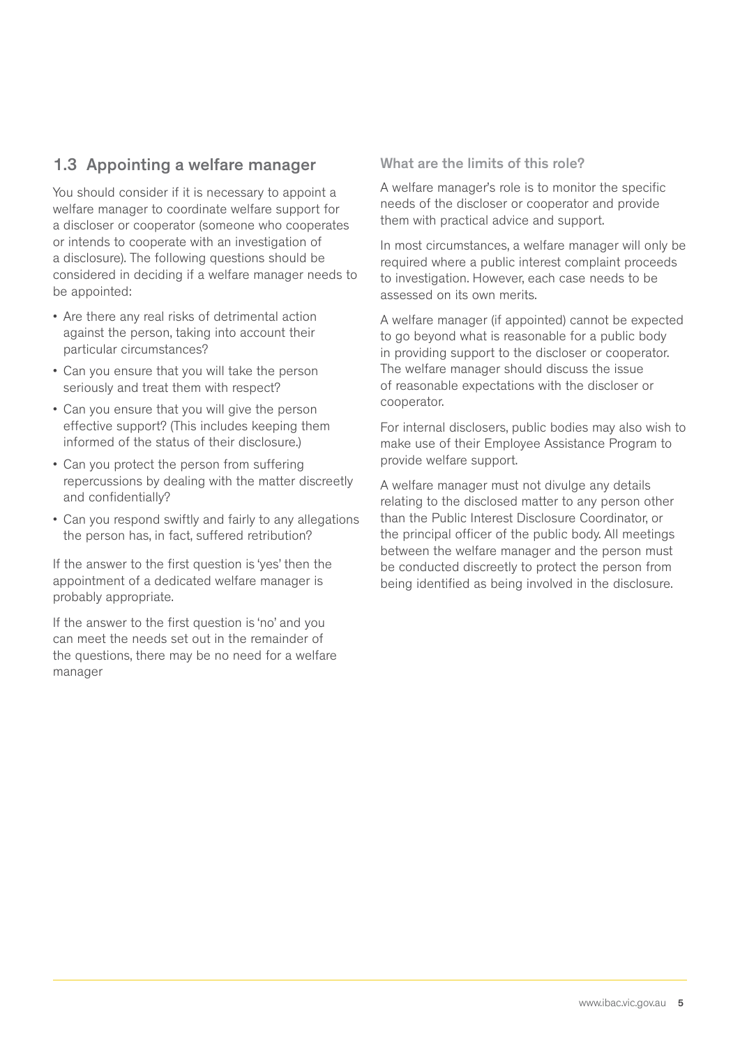## 1.3 Appointing a welfare manager

You should consider if it is necessary to appoint a welfare manager to coordinate welfare support for a discloser or cooperator (someone who cooperates or intends to cooperate with an investigation of a disclosure). The following questions should be considered in deciding if a welfare manager needs to be appointed:

- Are there any real risks of detrimental action against the person, taking into account their particular circumstances?
- Can you ensure that you will take the person seriously and treat them with respect?
- Can you ensure that you will give the person effective support? (This includes keeping them informed of the status of their disclosure.)
- Can you protect the person from suffering repercussions by dealing with the matter discreetly and confidentially?
- Can you respond swiftly and fairly to any allegations the person has, in fact, suffered retribution?

If the answer to the first question is 'yes' then the appointment of a dedicated welfare manager is probably appropriate.

If the answer to the first question is 'no' and you can meet the needs set out in the remainder of the questions, there may be no need for a welfare manager

### What are the limits of this role?

A welfare manager's role is to monitor the specific needs of the discloser or cooperator and provide them with practical advice and support.

In most circumstances, a welfare manager will only be required where a public interest complaint proceeds to investigation. However, each case needs to be assessed on its own merits.

A welfare manager (if appointed) cannot be expected to go beyond what is reasonable for a public body in providing support to the discloser or cooperator. The welfare manager should discuss the issue of reasonable expectations with the discloser or cooperator.

For internal disclosers, public bodies may also wish to make use of their Employee Assistance Program to provide welfare support.

A welfare manager must not divulge any details relating to the disclosed matter to any person other than the Public Interest Disclosure Coordinator, or the principal officer of the public body. All meetings between the welfare manager and the person must be conducted discreetly to protect the person from being identified as being involved in the disclosure.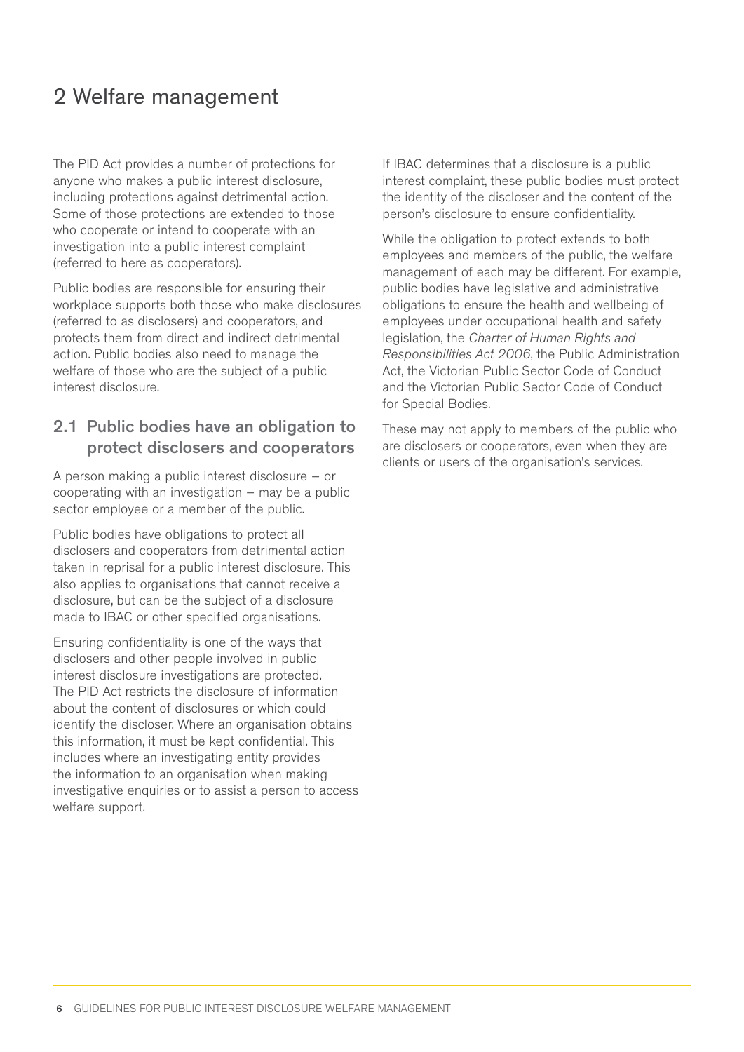# 2 Welfare management

The PID Act provides a number of protections for anyone who makes a public interest disclosure, including protections against detrimental action. Some of those protections are extended to those who cooperate or intend to cooperate with an investigation into a public interest complaint (referred to here as cooperators).

Public bodies are responsible for ensuring their workplace supports both those who make disclosures (referred to as disclosers) and cooperators, and protects them from direct and indirect detrimental action. Public bodies also need to manage the welfare of those who are the subject of a public interest disclosure.

## 2.1 Public bodies have an obligation to protect disclosers and cooperators

A person making a public interest disclosure – or cooperating with an investigation – may be a public sector employee or a member of the public.

Public bodies have obligations to protect all disclosers and cooperators from detrimental action taken in reprisal for a public interest disclosure. This also applies to organisations that cannot receive a disclosure, but can be the subject of a disclosure made to IBAC or other specified organisations.

Ensuring confidentiality is one of the ways that disclosers and other people involved in public interest disclosure investigations are protected. The PID Act restricts the disclosure of information about the content of disclosures or which could identify the discloser. Where an organisation obtains this information, it must be kept confidential. This includes where an investigating entity provides the information to an organisation when making investigative enquiries or to assist a person to access welfare support.

If IBAC determines that a disclosure is a public interest complaint, these public bodies must protect the identity of the discloser and the content of the person's disclosure to ensure confidentiality.

While the obligation to protect extends to both employees and members of the public, the welfare management of each may be different. For example, public bodies have legislative and administrative obligations to ensure the health and wellbeing of employees under occupational health and safety legislation, the *Charter of Human Rights and Responsibilities Act 2006*, the Public Administration Act, the Victorian Public Sector Code of Conduct and the Victorian Public Sector Code of Conduct for Special Bodies.

These may not apply to members of the public who are disclosers or cooperators, even when they are clients or users of the organisation's services.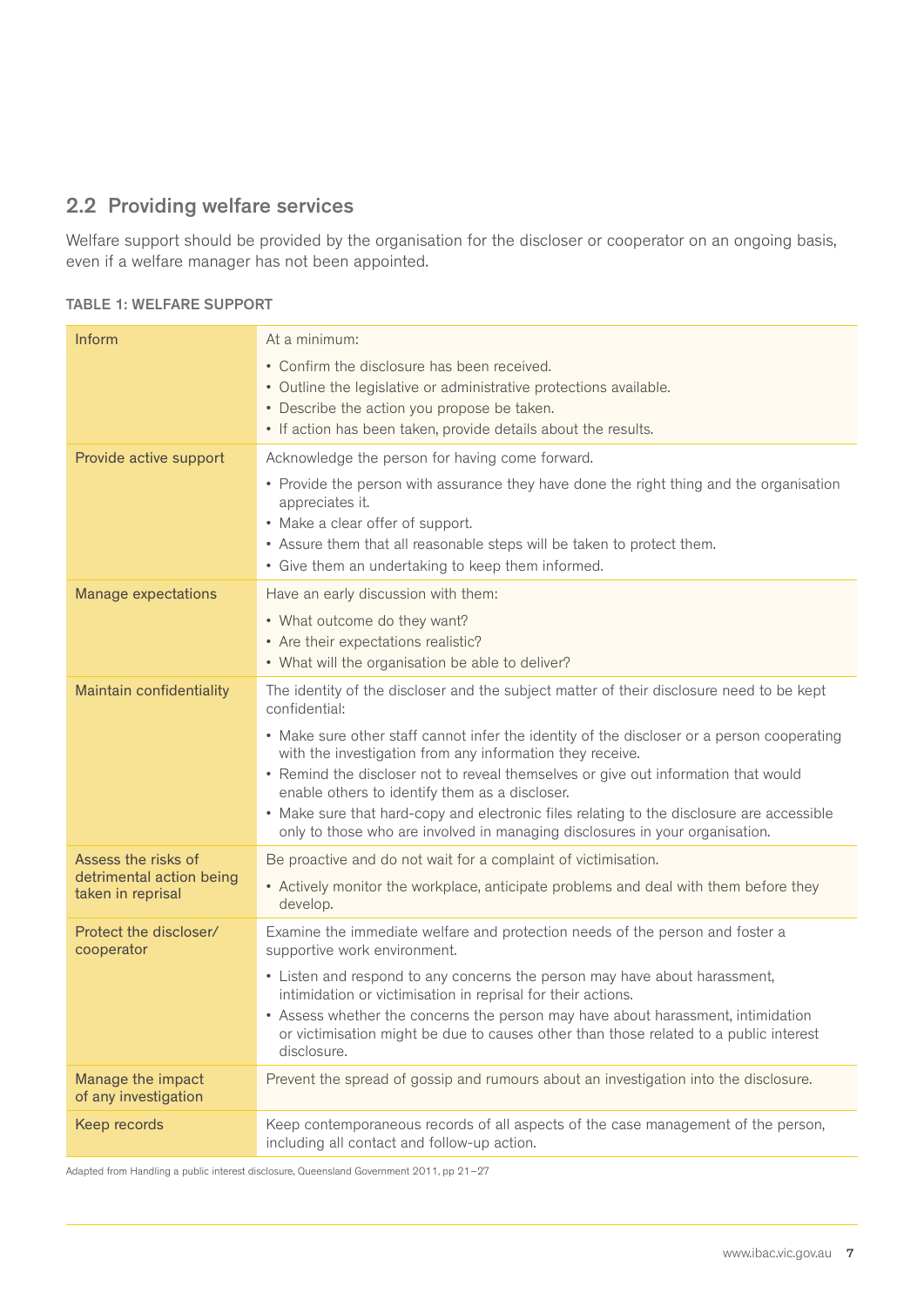## 2.2 Providing welfare services

Welfare support should be provided by the organisation for the discloser or cooperator on an ongoing basis, even if a welfare manager has not been appointed.

**TABLE 1: WELFARE SUPPORT**

| | |
|---|---|
| Inform | At a minimum:<br>• Confirm the disclosure has been received.<br>• Outline the legislative or administrative protections available.<br>• Describe the action you propose be taken.<br>• If action has been taken, provide details about the results. |
| Provide active support | Acknowledge the person for having come forward.<br>• Provide the person with assurance they have done the right thing and the organisation appreciates it.<br>• Make a clear offer of support.<br>• Assure them that all reasonable steps will be taken to protect them.<br>• Give them an undertaking to keep them informed. |
| Manage expectations | Have an early discussion with them:<br>• What outcome do they want?<br>• Are their expectations realistic?<br>• What will the organisation be able to deliver? |
| Maintain confidentiality | The identity of the discloser and the subject matter of their disclosure need to be kept confidential:<br>• Make sure other staff cannot infer the identity of the discloser or a person cooperating with the investigation from any information they receive.<br>• Remind the discloser not to reveal themselves or give out information that would enable others to identify them as a discloser.<br>• Make sure that hard-copy and electronic files relating to the disclosure are accessible only to those who are involved in managing disclosures in your organisation. |
| Assess the risks of detrimental action being taken in reprisal | Be proactive and do not wait for a complaint of victimisation.<br>• Actively monitor the workplace, anticipate problems and deal with them before they develop. |
| Protect the discloser/cooperator | Examine the immediate welfare and protection needs of the person and foster a supportive work environment.<br>• Listen and respond to any concerns the person may have about harassment, intimidation or victimisation in reprisal for their actions.<br>• Assess whether the concerns the person may have about harassment, intimidation or victimisation might be due to causes other than those related to a public interest disclosure. |
| Manage the impact of any investigation | Prevent the spread of gossip and rumours about an investigation into the disclosure. |
| Keep records | Keep contemporaneous records of all aspects of the case management of the person, including all contact and follow-up action. |

Adapted from Handling a public interest disclosure, Queensland Government 2011, pp 21–27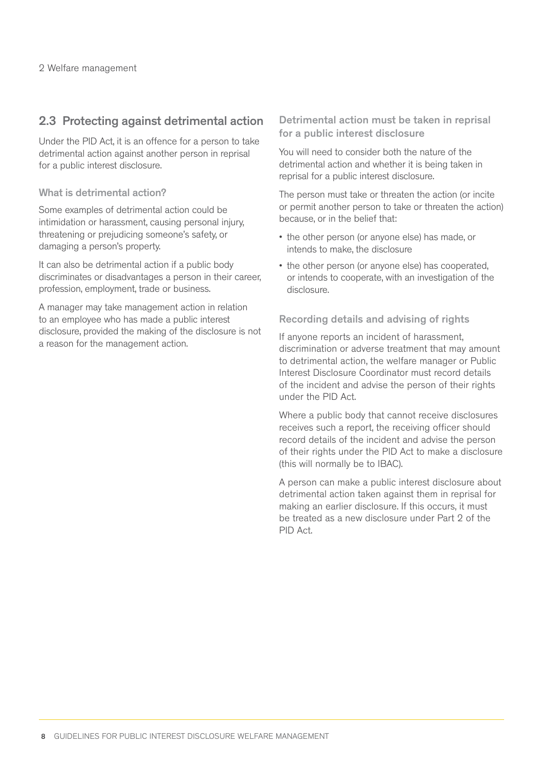## 2.3 Protecting against detrimental action

Under the PID Act, it is an offence for a person to take detrimental action against another person in reprisal for a public interest disclosure.

### What is detrimental action?

Some examples of detrimental action could be intimidation or harassment, causing personal injury, threatening or prejudicing someone's safety, or damaging a person's property.

It can also be detrimental action if a public body discriminates or disadvantages a person in their career, profession, employment, trade or business.

A manager may take management action in relation to an employee who has made a public interest disclosure, provided the making of the disclosure is not a reason for the management action.

### Detrimental action must be taken in reprisal for a public interest disclosure

You will need to consider both the nature of the detrimental action and whether it is being taken in reprisal for a public interest disclosure.

The person must take or threaten the action (or incite or permit another person to take or threaten the action) because, or in the belief that:

- the other person (or anyone else) has made, or intends to make, the disclosure
- the other person (or anyone else) has cooperated, or intends to cooperate, with an investigation of the disclosure.

### Recording details and advising of rights

If anyone reports an incident of harassment, discrimination or adverse treatment that may amount to detrimental action, the welfare manager or Public Interest Disclosure Coordinator must record details of the incident and advise the person of their rights under the PID Act.

Where a public body that cannot receive disclosures receives such a report, the receiving officer should record details of the incident and advise the person of their rights under the PID Act to make a disclosure (this will normally be to IBAC).

A person can make a public interest disclosure about detrimental action taken against them in reprisal for making an earlier disclosure. If this occurs, it must be treated as a new disclosure under Part 2 of the PID Act.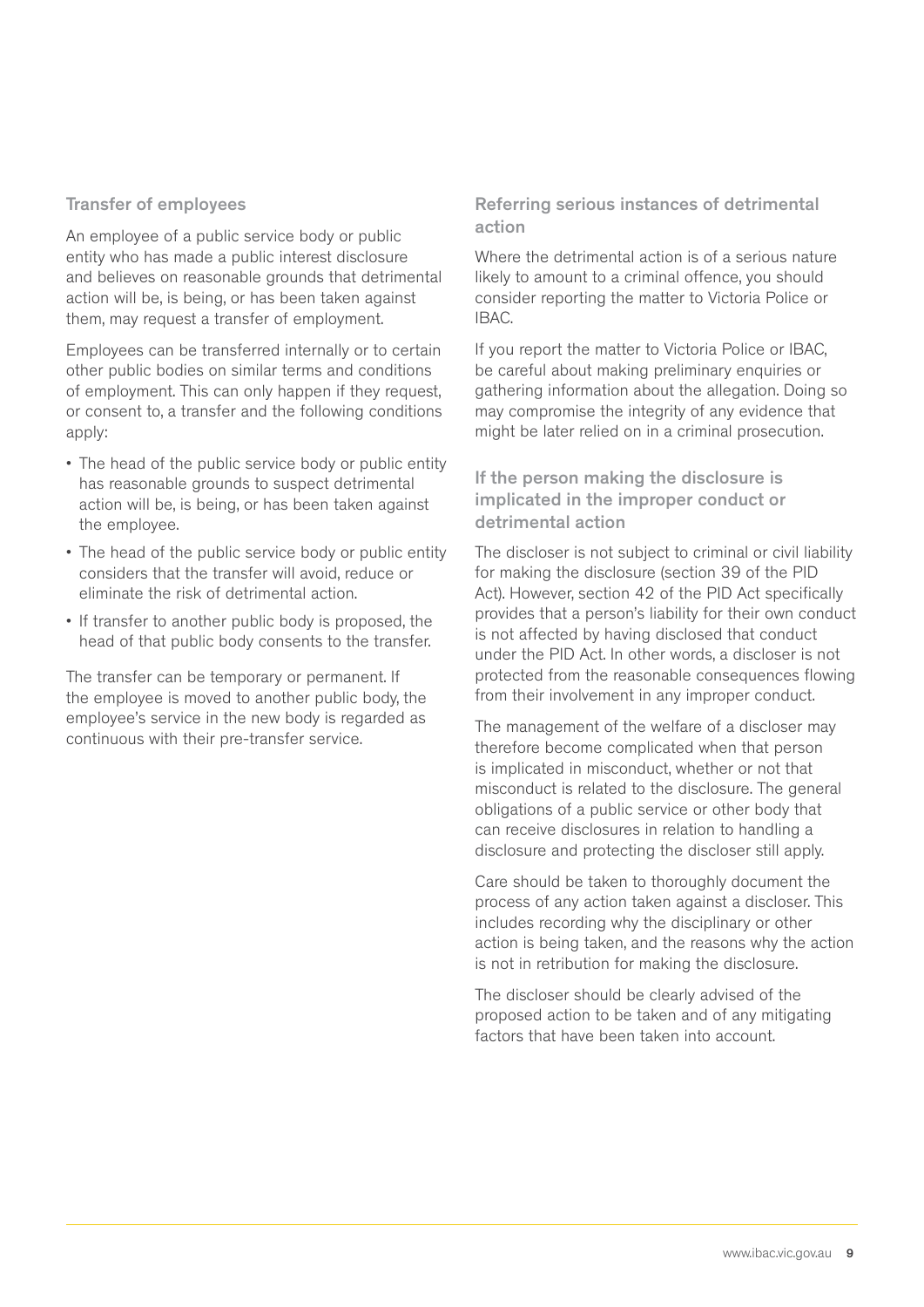### Transfer of employees

An employee of a public service body or public entity who has made a public interest disclosure and believes on reasonable grounds that detrimental action will be, is being, or has been taken against them, may request a transfer of employment.

Employees can be transferred internally or to certain other public bodies on similar terms and conditions of employment. This can only happen if they request, or consent to, a transfer and the following conditions apply:

- The head of the public service body or public entity has reasonable grounds to suspect detrimental action will be, is being, or has been taken against the employee.
- The head of the public service body or public entity considers that the transfer will avoid, reduce or eliminate the risk of detrimental action.
- If transfer to another public body is proposed, the head of that public body consents to the transfer.

The transfer can be temporary or permanent. If the employee is moved to another public body, the employee's service in the new body is regarded as continuous with their pre-transfer service.

### Referring serious instances of detrimental action

Where the detrimental action is of a serious nature likely to amount to a criminal offence, you should consider reporting the matter to Victoria Police or IBAC.

If you report the matter to Victoria Police or IBAC, be careful about making preliminary enquiries or gathering information about the allegation. Doing so may compromise the integrity of any evidence that might be later relied on in a criminal prosecution.

### If the person making the disclosure is implicated in the improper conduct or detrimental action

The discloser is not subject to criminal or civil liability for making the disclosure (section 39 of the PID Act). However, section 42 of the PID Act specifically provides that a person's liability for their own conduct is not affected by having disclosed that conduct under the PID Act. In other words, a discloser is not protected from the reasonable consequences flowing from their involvement in any improper conduct.

The management of the welfare of a discloser may therefore become complicated when that person is implicated in misconduct, whether or not that misconduct is related to the disclosure. The general obligations of a public service or other body that can receive disclosures in relation to handling a disclosure and protecting the discloser still apply.

Care should be taken to thoroughly document the process of any action taken against a discloser. This includes recording why the disciplinary or other action is being taken, and the reasons why the action is not in retribution for making the disclosure.

The discloser should be clearly advised of the proposed action to be taken and of any mitigating factors that have been taken into account.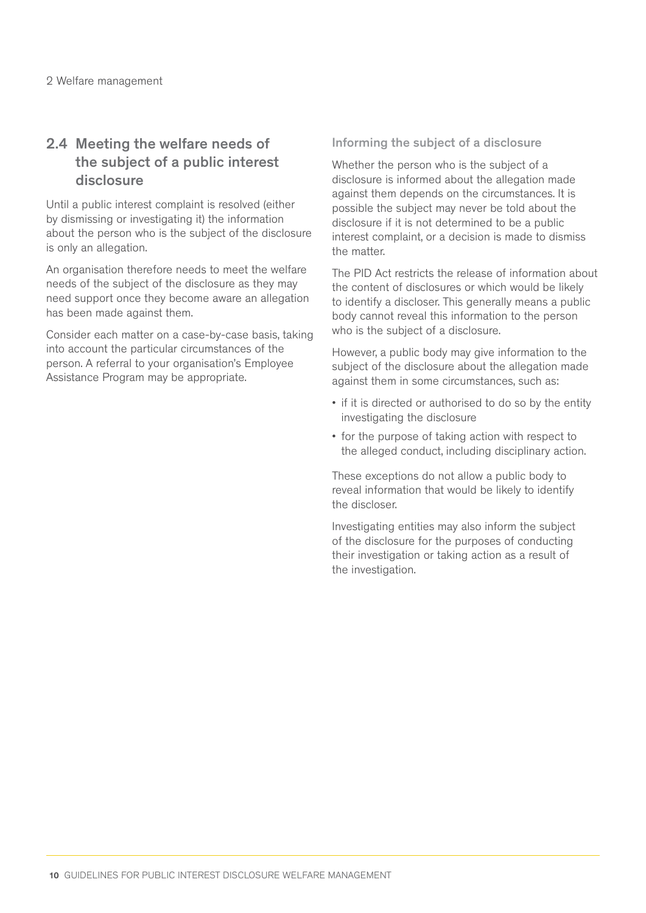## 2.4 Meeting the welfare needs of the subject of a public interest disclosure

Until a public interest complaint is resolved (either by dismissing or investigating it) the information about the person who is the subject of the disclosure is only an allegation.

An organisation therefore needs to meet the welfare needs of the subject of the disclosure as they may need support once they become aware an allegation has been made against them.

Consider each matter on a case-by-case basis, taking into account the particular circumstances of the person. A referral to your organisation's Employee Assistance Program may be appropriate.

### Informing the subject of a disclosure

Whether the person who is the subject of a disclosure is informed about the allegation made against them depends on the circumstances. It is possible the subject may never be told about the disclosure if it is not determined to be a public interest complaint, or a decision is made to dismiss the matter.

The PID Act restricts the release of information about the content of disclosures or which would be likely to identify a discloser. This generally means a public body cannot reveal this information to the person who is the subject of a disclosure.

However, a public body may give information to the subject of the disclosure about the allegation made against them in some circumstances, such as:

- if it is directed or authorised to do so by the entity investigating the disclosure
- for the purpose of taking action with respect to the alleged conduct, including disciplinary action.

These exceptions do not allow a public body to reveal information that would be likely to identify the discloser.

Investigating entities may also inform the subject of the disclosure for the purposes of conducting their investigation or taking action as a result of the investigation.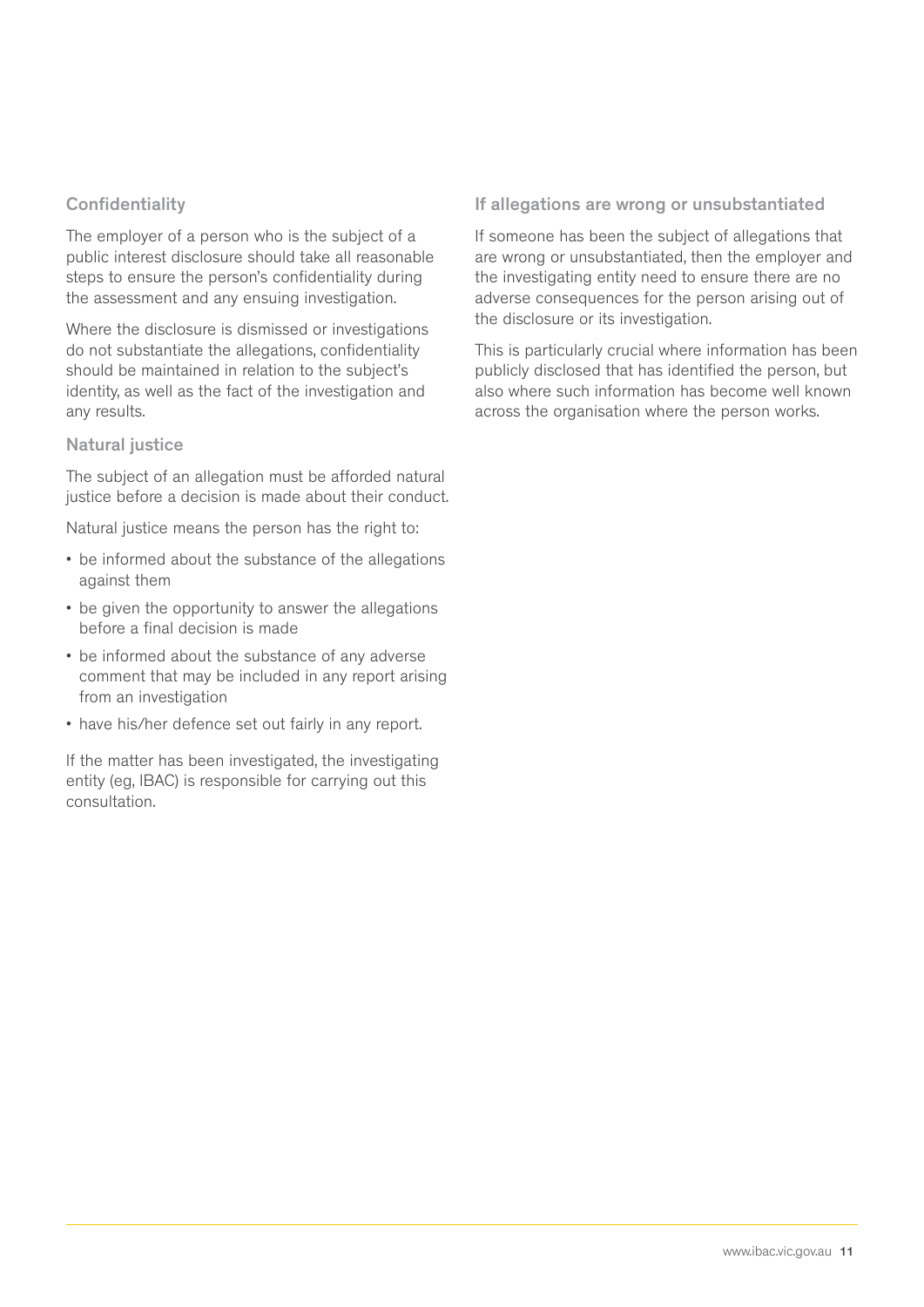### Confidentiality

The employer of a person who is the subject of a public interest disclosure should take all reasonable steps to ensure the person's confidentiality during the assessment and any ensuing investigation.

Where the disclosure is dismissed or investigations do not substantiate the allegations, confidentiality should be maintained in relation to the subject's identity, as well as the fact of the investigation and any results.

### Natural justice

The subject of an allegation must be afforded natural justice before a decision is made about their conduct.

Natural justice means the person has the right to:

- be informed about the substance of the allegations against them
- be given the opportunity to answer the allegations before a final decision is made
- be informed about the substance of any adverse comment that may be included in any report arising from an investigation
- have his/her defence set out fairly in any report.

If the matter has been investigated, the investigating entity (eg, IBAC) is responsible for carrying out this consultation.

### If allegations are wrong or unsubstantiated

If someone has been the subject of allegations that are wrong or unsubstantiated, then the employer and the investigating entity need to ensure there are no adverse consequences for the person arising out of the disclosure or its investigation.

This is particularly crucial where information has been publicly disclosed that has identified the person, but also where such information has become well known across the organisation where the person works.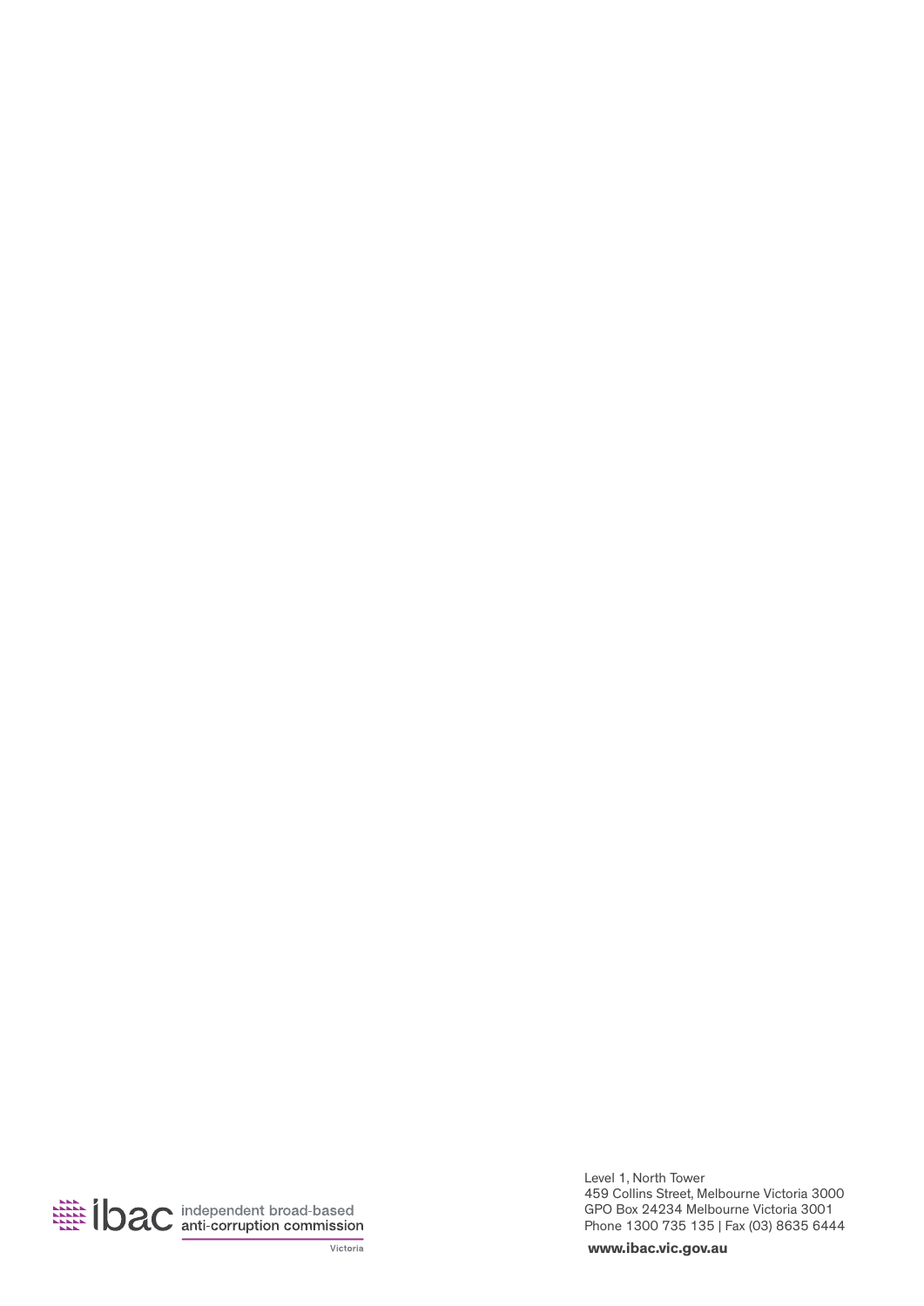ibac independent broad-based anti-corruption commission

Victoria

Level 1, North Tower
459 Collins Street, Melbourne Victoria 3000
GPO Box 24234 Melbourne Victoria 3001
Phone 1300 735 135 | Fax (03) 8635 6444

**www.ibac.vic.gov.au**